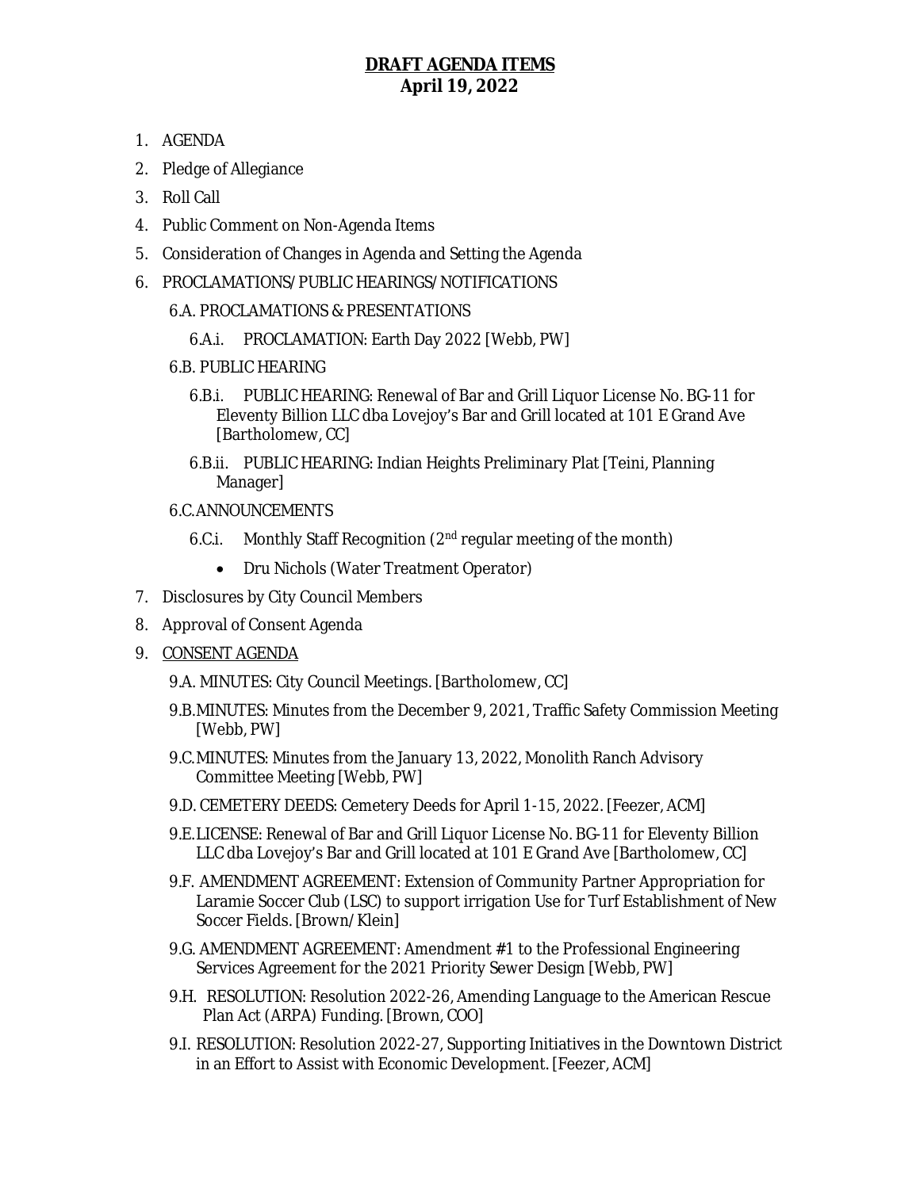**DRAFT AGENDA ITEMS**
**April 19, 2022**

1. AGENDA
2. Pledge of Allegiance
3. Roll Call
4. Public Comment on Non-Agenda Items
5. Consideration of Changes in Agenda and Setting the Agenda
6. PROCLAMATIONS/PUBLIC HEARINGS/NOTIFICATIONS
   - 6.A. PROCLAMATIONS & PRESENTATIONS
     - 6.A.i. PROCLAMATION: Earth Day 2022 [Webb, PW]
   - 6.B. PUBLIC HEARING
     - 6.B.i. PUBLIC HEARING: Renewal of Bar and Grill Liquor License No. BG-11 for Eleventy Billion LLC dba Lovejoy's Bar and Grill located at 101 E Grand Ave [Bartholomew, CC]
     - 6.B.ii. PUBLIC HEARING: Indian Heights Preliminary Plat [Teini, Planning Manager]
   - 6.C. ANNOUNCEMENTS
     - 6.C.i. Monthly Staff Recognition (2nd regular meeting of the month)
       - Dru Nichols (Water Treatment Operator)
7. Disclosures by City Council Members
8. Approval of Consent Agenda
9. CONSENT AGENDA
   - 9.A. MINUTES: City Council Meetings. [Bartholomew, CC]
   - 9.B. MINUTES: Minutes from the December 9, 2021, Traffic Safety Commission Meeting [Webb, PW]
   - 9.C. MINUTES: Minutes from the January 13, 2022, Monolith Ranch Advisory Committee Meeting [Webb, PW]
   - 9.D. CEMETERY DEEDS: Cemetery Deeds for April 1-15, 2022. [Feezer, ACM]
   - 9.E. LICENSE: Renewal of Bar and Grill Liquor License No. BG-11 for Eleventy Billion LLC dba Lovejoy's Bar and Grill located at 101 E Grand Ave [Bartholomew, CC]
   - 9.F. AMENDMENT AGREEMENT: Extension of Community Partner Appropriation for Laramie Soccer Club (LSC) to support irrigation Use for Turf Establishment of New Soccer Fields. [Brown/Klein]
   - 9.G. AMENDMENT AGREEMENT: Amendment #1 to the Professional Engineering Services Agreement for the 2021 Priority Sewer Design [Webb, PW]
   - 9.H. RESOLUTION: Resolution 2022-26, Amending Language to the American Rescue Plan Act (ARPA) Funding. [Brown, COO]
   - 9.I. RESOLUTION: Resolution 2022-27, Supporting Initiatives in the Downtown District in an Effort to Assist with Economic Development. [Feezer, ACM]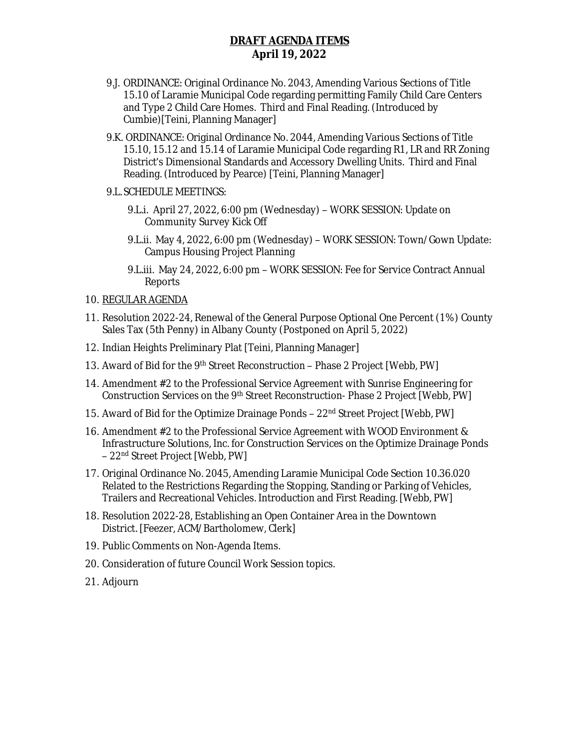# **DRAFT AGENDA ITEMS**
## **April 19, 2022**

- 9.J. ORDINANCE: Original Ordinance No. 2043, Amending Various Sections of Title 15.10 of Laramie Municipal Code regarding permitting Family Child Care Centers and Type 2 Child Care Homes. Third and Final Reading. (Introduced by Cumbie)[Teini, Planning Manager]
- 9.K. ORDINANCE: Original Ordinance No. 2044, Amending Various Sections of Title 15.10, 15.12 and 15.14 of Laramie Municipal Code regarding R1, LR and RR Zoning District's Dimensional Standards and Accessory Dwelling Units. Third and Final Reading. (Introduced by Pearce) [Teini, Planning Manager]
- 9.L. SCHEDULE MEETINGS:
  - 9.L.i. April 27, 2022, 6:00 pm (Wednesday) – WORK SESSION: Update on Community Survey Kick Off
  - 9.L.ii. May 4, 2022, 6:00 pm (Wednesday) – WORK SESSION: Town/Gown Update: Campus Housing Project Planning
  - 9.L.iii. May 24, 2022, 6:00 pm – WORK SESSION: Fee for Service Contract Annual Reports

10. REGULAR AGENDA
11. Resolution 2022-24, Renewal of the General Purpose Optional One Percent (1%) County Sales Tax (5th Penny) in Albany County (Postponed on April 5, 2022)
12. Indian Heights Preliminary Plat [Teini, Planning Manager]
13. Award of Bid for the 9th Street Reconstruction – Phase 2 Project [Webb, PW]
14. Amendment #2 to the Professional Service Agreement with Sunrise Engineering for Construction Services on the 9th Street Reconstruction- Phase 2 Project [Webb, PW]
15. Award of Bid for the Optimize Drainage Ponds – 22nd Street Project [Webb, PW]
16. Amendment #2 to the Professional Service Agreement with WOOD Environment & Infrastructure Solutions, Inc. for Construction Services on the Optimize Drainage Ponds – 22nd Street Project [Webb, PW]
17. Original Ordinance No. 2045, Amending Laramie Municipal Code Section 10.36.020 Related to the Restrictions Regarding the Stopping, Standing or Parking of Vehicles, Trailers and Recreational Vehicles. Introduction and First Reading. [Webb, PW]
18. Resolution 2022-28, Establishing an Open Container Area in the Downtown District. [Feezer, ACM/Bartholomew, Clerk]
19. Public Comments on Non-Agenda Items.
20. Consideration of future Council Work Session topics.
21. Adjourn